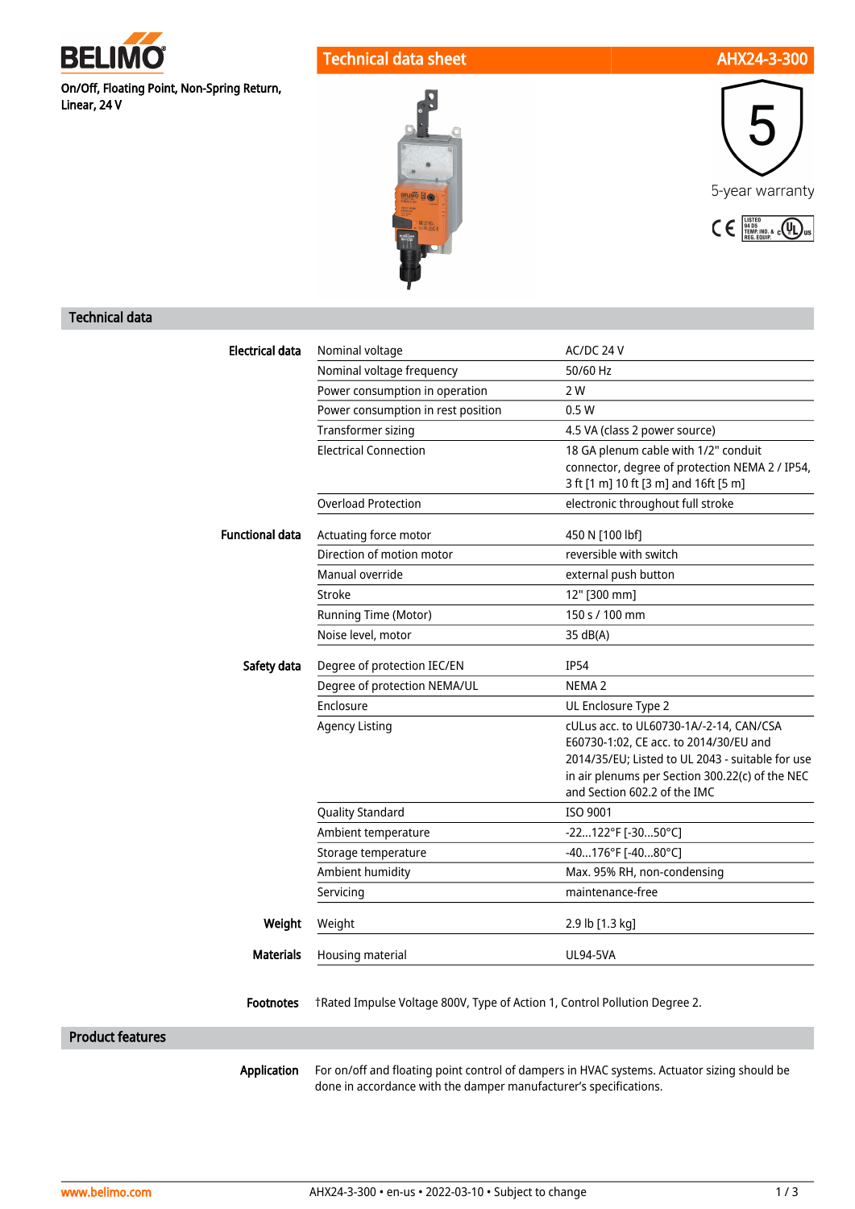# BELIMO

**On/Off, Floating Point, Non-Spring Return, Linear, 24 V**

**Technical data sheet** — **AHX24-3-300**

5-year warranty

## Technical data

| | | |
|---|---|---|
| **Electrical data** | Nominal voltage | AC/DC 24 V |
| | Nominal voltage frequency | 50/60 Hz |
| | Power consumption in operation | 2 W |
| | Power consumption in rest position | 0.5 W |
| | Transformer sizing | 4.5 VA (class 2 power source) |
| | Electrical Connection | 18 GA plenum cable with 1/2" conduit connector, degree of protection NEMA 2 / IP54, 3 ft [1 m] 10 ft [3 m] and 16ft [5 m] |
| | Overload Protection | electronic throughout full stroke |
| **Functional data** | Actuating force motor | 450 N [100 lbf] |
| | Direction of motion motor | reversible with switch |
| | Manual override | external push button |
| | Stroke | 12" [300 mm] |
| | Running Time (Motor) | 150 s / 100 mm |
| | Noise level, motor | 35 dB(A) |
| **Safety data** | Degree of protection IEC/EN | IP54 |
| | Degree of protection NEMA/UL | NEMA 2 |
| | Enclosure | UL Enclosure Type 2 |
| | Agency Listing | cULus acc. to UL60730-1A/-2-14, CAN/CSA E60730-1:02, CE acc. to 2014/30/EU and 2014/35/EU; Listed to UL 2043 - suitable for use in air plenums per Section 300.22(c) of the NEC and Section 602.2 of the IMC |
| | Quality Standard | ISO 9001 |
| | Ambient temperature | -22...122°F [-30...50°C] |
| | Storage temperature | -40...176°F [-40...80°C] |
| | Ambient humidity | Max. 95% RH, non-condensing |
| | Servicing | maintenance-free |
| **Weight** | Weight | 2.9 lb [1.3 kg] |
| **Materials** | Housing material | UL94-5VA |

**Footnotes** †Rated Impulse Voltage 800V, Type of Action 1, Control Pollution Degree 2.

## Product features

**Application** For on/off and floating point control of dampers in HVAC systems. Actuator sizing should be done in accordance with the damper manufacturer's specifications.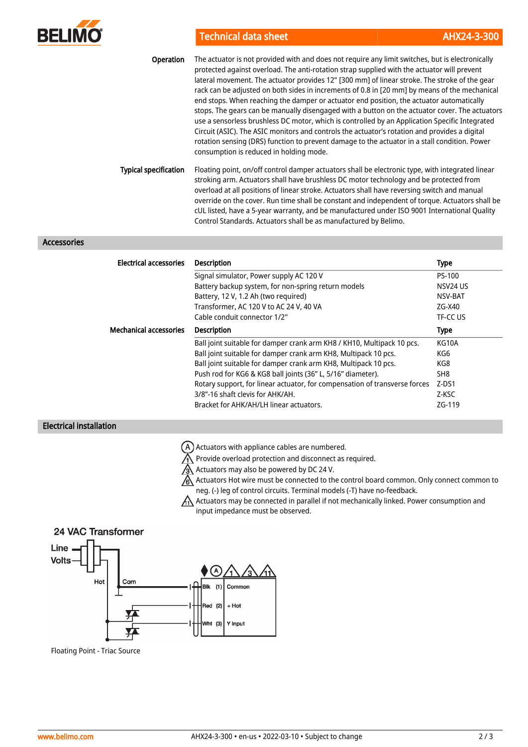**Operation**

The actuator is not provided with and does not require any limit switches, but is electronically protected against overload. The anti-rotation strap supplied with the actuator will prevent lateral movement. The actuator provides 12" [300 mm] of linear stroke. The stroke of the gear rack can be adjusted on both sides in increments of 0.8 in [20 mm] by means of the mechanical end stops. When reaching the damper or actuator end position, the actuator automatically stops. The gears can be manually disengaged with a button on the actuator cover. The actuators use a sensorless brushless DC motor, which is controlled by an Application Specific Integrated Circuit (ASIC). The ASIC monitors and controls the actuator's rotation and provides a digital rotation sensing (DRS) function to prevent damage to the actuator in a stall condition. Power consumption is reduced in holding mode.

**Typical specification**

Floating point, on/off control damper actuators shall be electronic type, with integrated linear stroking arm. Actuators shall have brushless DC motor technology and be protected from overload at all positions of linear stroke. Actuators shall have reversing switch and manual override on the cover. Run time shall be constant and independent of torque. Actuators shall be cUL listed, have a 5-year warranty, and be manufactured under ISO 9001 International Quality Control Standards. Actuators shall be as manufactured by Belimo.

## Accessories

**Electrical accessories**

| Description | Type |
|---|---|
| Signal simulator, Power supply AC 120 V | PS-100 |
| Battery backup system, for non-spring return models | NSV24 US |
| Battery, 12 V, 1.2 Ah (two required) | NSV-BAT |
| Transformer, AC 120 V to AC 24 V, 40 VA | ZG-X40 |
| Cable conduit connector 1/2" | TF-CC US |

**Mechanical accessories**

| Description | Type |
|---|---|
| Ball joint suitable for damper crank arm KH8 / KH10, Multipack 10 pcs. | KG10A |
| Ball joint suitable for damper crank arm KH8, Multipack 10 pcs. | KG6 |
| Ball joint suitable for damper crank arm KH8, Multipack 10 pcs. | KG8 |
| Push rod for KG6 & KG8 ball joints (36" L, 5/16" diameter). | SH8 |
| Rotary support, for linear actuator, for compensation of transverse forces | Z-DS1 |
| 3/8"-16 shaft clevis for AHK/AH. | Z-KSC |
| Bracket for AHK/AH/LH linear actuators. | ZG-119 |

## Electrical installation

(A) Actuators with appliance cables are numbered.

⚠1 Provide overload protection and disconnect as required.

⚠3 Actuators may also be powered by DC 24 V.

⚠6 Actuators Hot wire must be connected to the control board common. Only connect common to neg. (-) leg of control circuits. Terminal models (-T) have no-feedback.

⚠11 Actuators may be connected in parallel if not mechanically linked. Power consumption and input impedance must be observed.

24 VAC Transformer

Line Volts — Hot — Com

| Wire | No. | Function |
|---|---|---|
| Blk | (1) | Common |
| Red | (2) | + Hot |
| Wht | (3) | Y Input |

Floating Point - Triac Source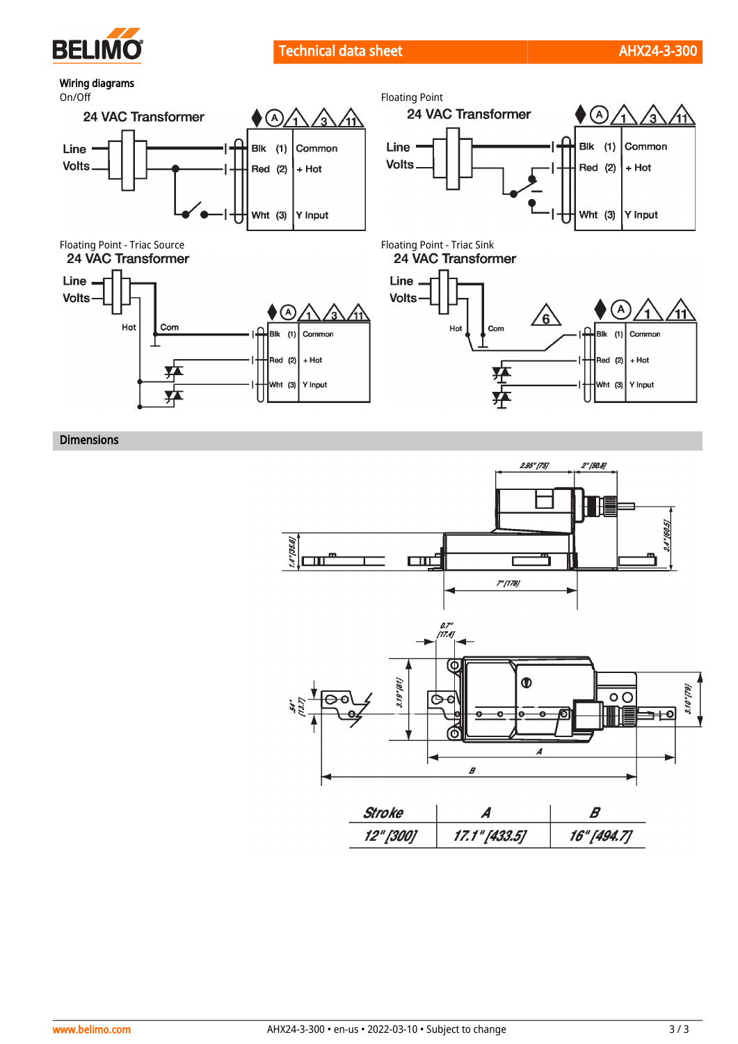## Wiring diagrams

On/Off

24 VAC Transformer

Line Volts

Blk (1) Common
Red (2) + Hot
Wht (3) Y Input

Floating Point

24 VAC Transformer

Line Volts

Blk (1) Common
Red (2) + Hot
Wht (3) Y Input

Floating Point - Triac Source

24 VAC Transformer

Line Volts

Hot
Com

Blk (1) Common
Red (2) + Hot
Wht (3) Y Input

Floating Point - Triac Sink

24 VAC Transformer

Line Volts

Hot
Com

Blk (1) Common
Red (2) + Hot
Wht (3) Y Input

## Dimensions

2.95" [75]
2" [50.8]
2.4" [60.5]
1.4" [35.6]
7" [178]
0.7" [17.4]
3.19" [81]
.54" [13.7]
3.10" [79]
A
B

| Stroke | A | B |
|---|---|---|
| 12" [300] | 17.1" [433.5] | 16" [494.7] |